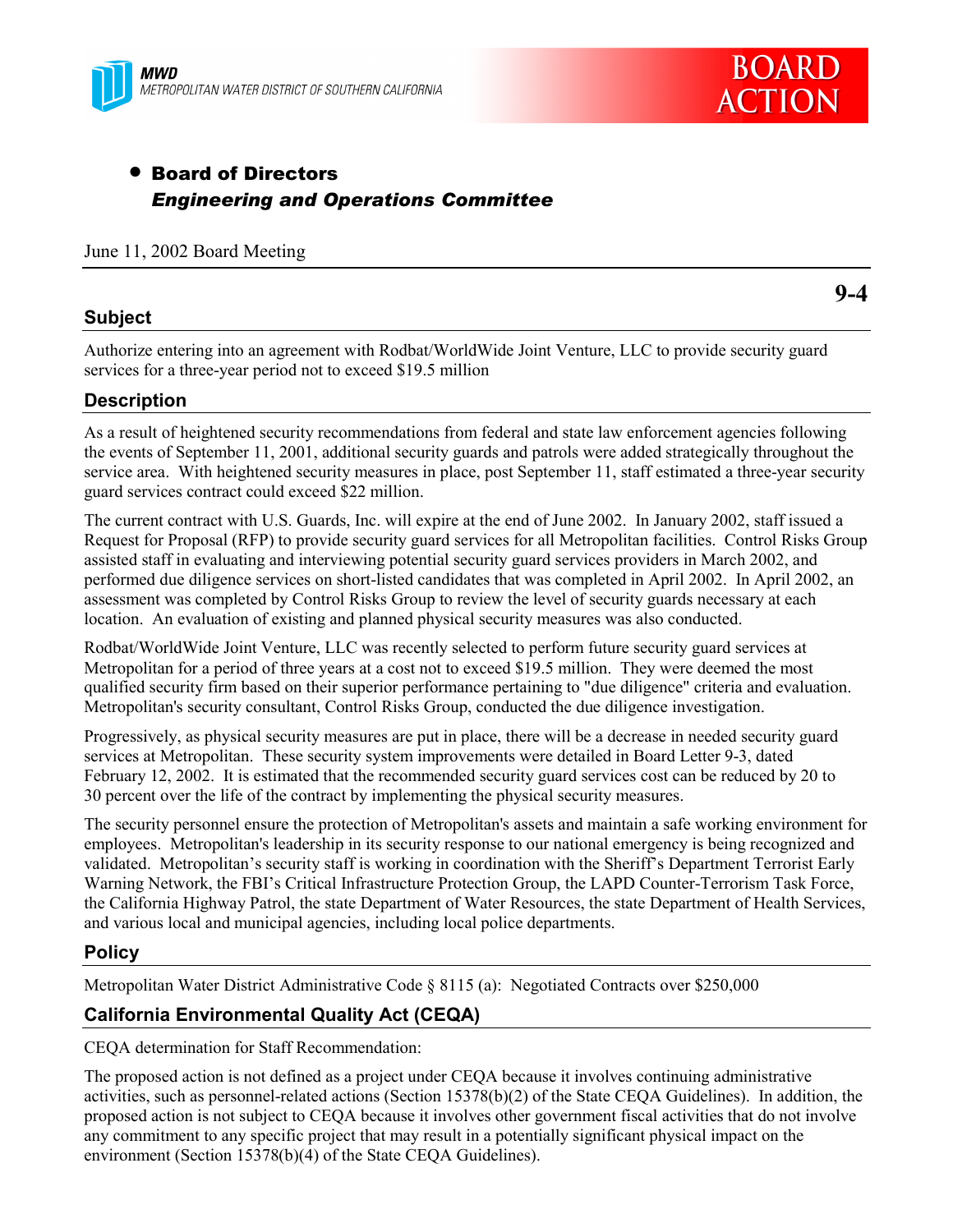MWD
METROPOLITAN WATER DISTRICT OF SOUTHERN CALIFORNIA

**BOARD ACTION**

- **Board of Directors**
  ***Engineering and Operations Committee***

June 11, 2002 Board Meeting

**9-4**

## Subject

Authorize entering into an agreement with Rodbat/WorldWide Joint Venture, LLC to provide security guard services for a three-year period not to exceed $19.5 million

## Description

As a result of heightened security recommendations from federal and state law enforcement agencies following the events of September 11, 2001, additional security guards and patrols were added strategically throughout the service area. With heightened security measures in place, post September 11, staff estimated a three-year security guard services contract could exceed $22 million.

The current contract with U.S. Guards, Inc. will expire at the end of June 2002. In January 2002, staff issued a Request for Proposal (RFP) to provide security guard services for all Metropolitan facilities. Control Risks Group assisted staff in evaluating and interviewing potential security guard services providers in March 2002, and performed due diligence services on short-listed candidates that was completed in April 2002. In April 2002, an assessment was completed by Control Risks Group to review the level of security guards necessary at each location. An evaluation of existing and planned physical security measures was also conducted.

Rodbat/WorldWide Joint Venture, LLC was recently selected to perform future security guard services at Metropolitan for a period of three years at a cost not to exceed $19.5 million. They were deemed the most qualified security firm based on their superior performance pertaining to "due diligence" criteria and evaluation. Metropolitan's security consultant, Control Risks Group, conducted the due diligence investigation.

Progressively, as physical security measures are put in place, there will be a decrease in needed security guard services at Metropolitan. These security system improvements were detailed in Board Letter 9-3, dated February 12, 2002. It is estimated that the recommended security guard services cost can be reduced by 20 to 30 percent over the life of the contract by implementing the physical security measures.

The security personnel ensure the protection of Metropolitan's assets and maintain a safe working environment for employees. Metropolitan's leadership in its security response to our national emergency is being recognized and validated. Metropolitan's security staff is working in coordination with the Sheriff's Department Terrorist Early Warning Network, the FBI's Critical Infrastructure Protection Group, the LAPD Counter-Terrorism Task Force, the California Highway Patrol, the state Department of Water Resources, the state Department of Health Services, and various local and municipal agencies, including local police departments.

## Policy

Metropolitan Water District Administrative Code § 8115 (a): Negotiated Contracts over $250,000

## California Environmental Quality Act (CEQA)

CEQA determination for Staff Recommendation:

The proposed action is not defined as a project under CEQA because it involves continuing administrative activities, such as personnel-related actions (Section 15378(b)(2) of the State CEQA Guidelines). In addition, the proposed action is not subject to CEQA because it involves other government fiscal activities that do not involve any commitment to any specific project that may result in a potentially significant physical impact on the environment (Section 15378(b)(4) of the State CEQA Guidelines).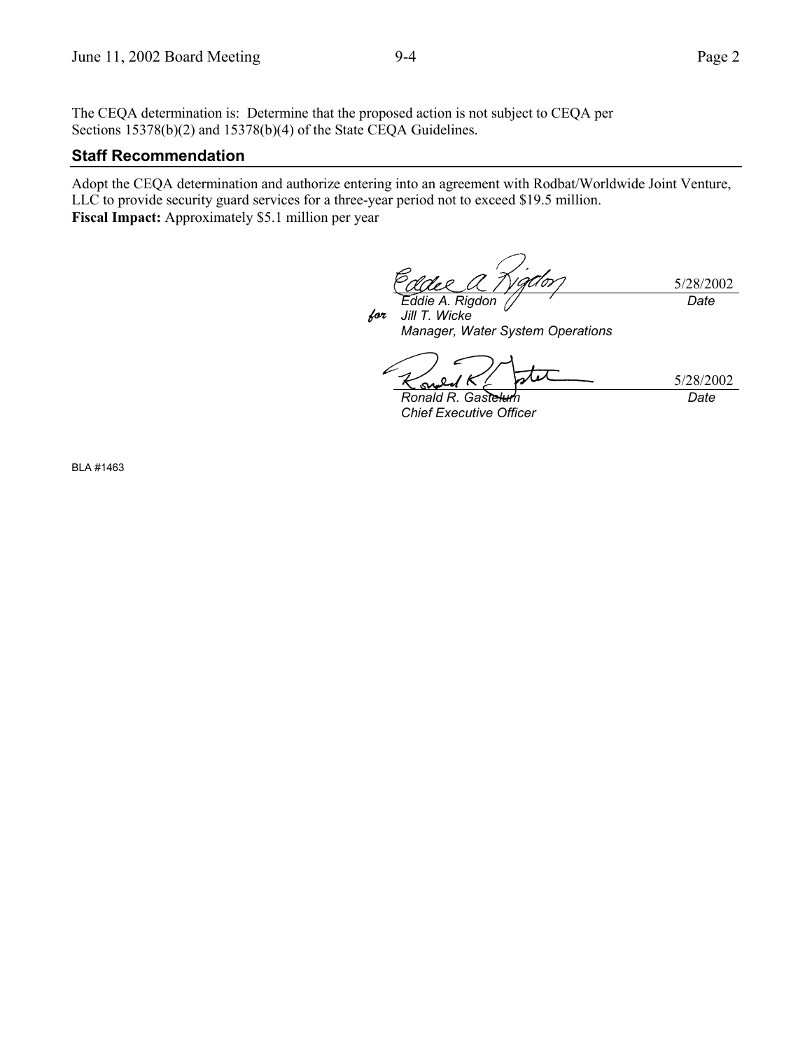The CEQA determination is: Determine that the proposed action is not subject to CEQA per Sections 15378(b)(2) and 15378(b)(4) of the State CEQA Guidelines.

## Staff Recommendation

Adopt the CEQA determination and authorize entering into an agreement with Rodbat/Worldwide Joint Venture, LLC to provide security guard services for a three-year period not to exceed $19.5 million.

**Fiscal Impact:** Approximately $5.1 million per year

5/28/2002

*Eddie A. Rigdon* — *Date*

for *Jill T. Wicke*

*Manager, Water System Operations*

5/28/2002

*Ronald R. Gastelum* — *Date*

*Chief Executive Officer*

BLA #1463